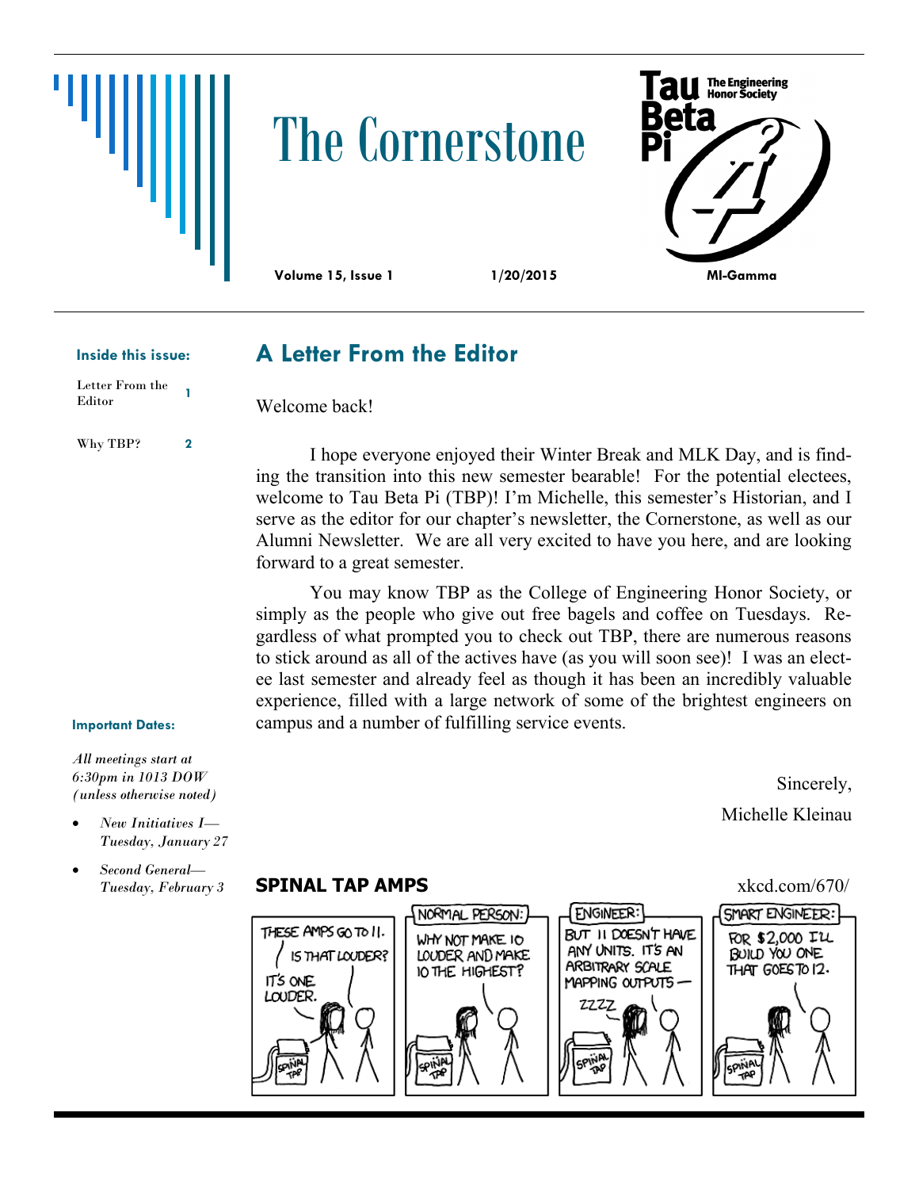# The Cornerstone

**Tau Beta Pi** — The Engineering Honor Society

**Volume 15, Issue 1** | **1/20/2015** | **MI-Gamma**

**Inside this issue:**

| | |
|---|---|
| Letter From the Editor | 1 |
| Why TBP? | 2 |

## A Letter From the Editor

Welcome back!

I hope everyone enjoyed their Winter Break and MLK Day, and is finding the transition into this new semester bearable! For the potential electees, welcome to Tau Beta Pi (TBP)! I'm Michelle, this semester's Historian, and I serve as the editor for our chapter's newsletter, the Cornerstone, as well as our Alumni Newsletter. We are all very excited to have you here, and are looking forward to a great semester.

You may know TBP as the College of Engineering Honor Society, or simply as the people who give out free bagels and coffee on Tuesdays. Regardless of what prompted you to check out TBP, there are numerous reasons to stick around as all of the actives have (as you will soon see)! I was an electee last semester and already feel as though it has been an incredibly valuable experience, filled with a large network of some of the brightest engineers on campus and a number of fulfilling service events.

Sincerely,

Michelle Kleinau

**Important Dates:**

*All meetings start at 6:30pm in 1013 DOW (unless otherwise noted)*

- *New Initiatives I—Tuesday, January 27*
- *Second General—Tuesday, February 3*

**SPINAL TAP AMPS** xkcd.com/670/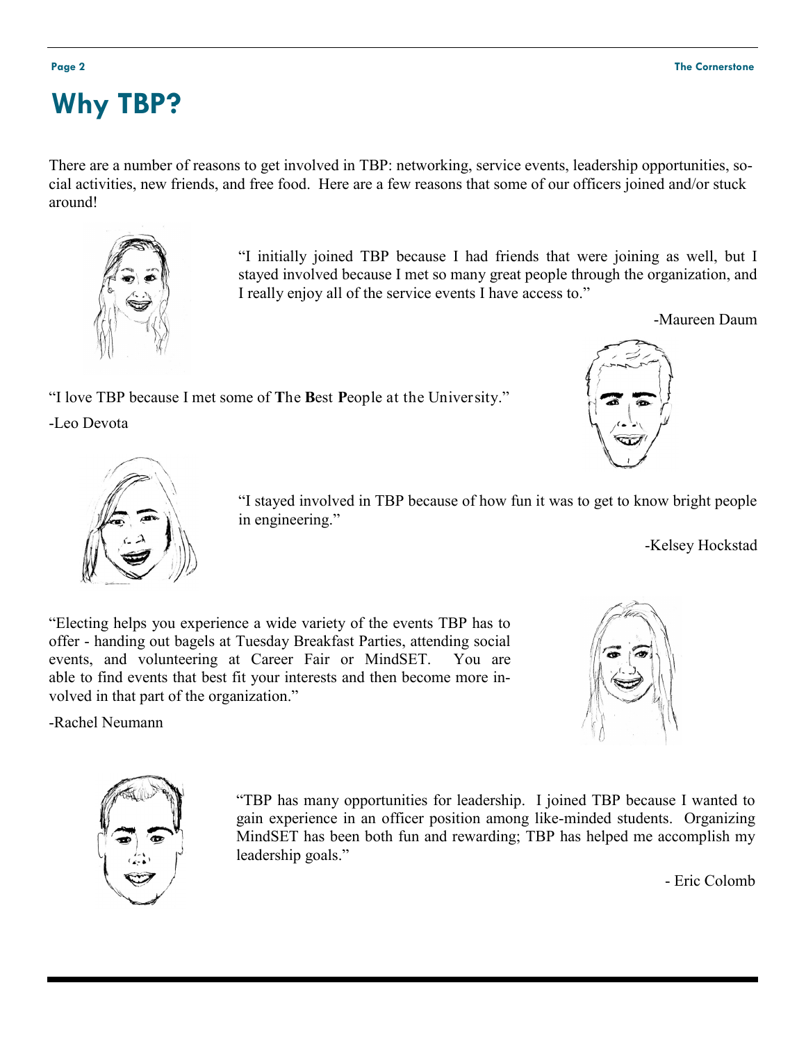# Why TBP?

There are a number of reasons to get involved in TBP: networking, service events, leadership opportunities, social activities, new friends, and free food. Here are a few reasons that some of our officers joined and/or stuck around!

"I initially joined TBP because I had friends that were joining as well, but I stayed involved because I met so many great people through the organization, and I really enjoy all of the service events I have access to."

-Maureen Daum

"I love TBP because I met some of **T**he **B**est **P**eople at the University."

-Leo Devota

"I stayed involved in TBP because of how fun it was to get to know bright people in engineering."

-Kelsey Hockstad

"Electing helps you experience a wide variety of the events TBP has to offer - handing out bagels at Tuesday Breakfast Parties, attending social events, and volunteering at Career Fair or MindSET. You are able to find events that best fit your interests and then become more involved in that part of the organization."

-Rachel Neumann

"TBP has many opportunities for leadership. I joined TBP because I wanted to gain experience in an officer position among like-minded students. Organizing MindSET has been both fun and rewarding; TBP has helped me accomplish my leadership goals."

- Eric Colomb